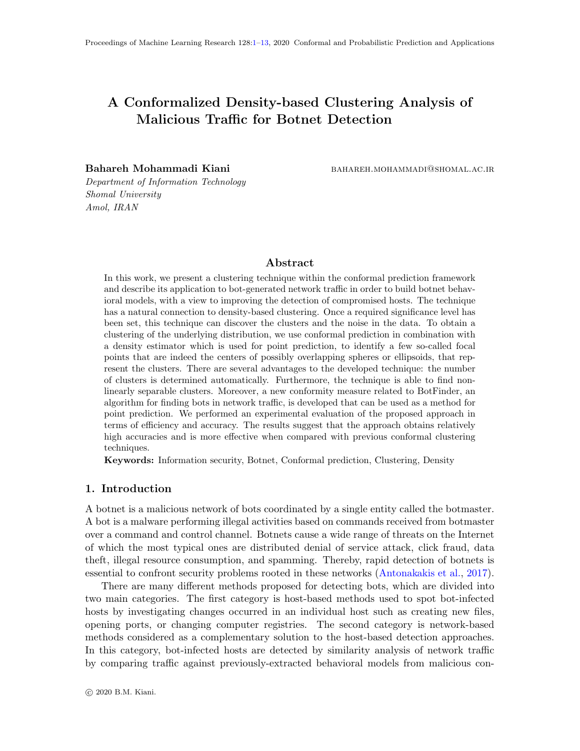# A Conformalized Density-based Clustering Analysis of Malicious Traffic for Botnet Detection

**Bahareh Mohammadi Kiani** BAHAREH.MOHAMMADI@SHOMAL.AC.IR

*Department of Information Technology*
*Shomal University*
*Amol, IRAN*

## Abstract

In this work, we present a clustering technique within the conformal prediction framework and describe its application to bot-generated network traffic in order to build botnet behavioral models, with a view to improving the detection of compromised hosts. The technique has a natural connection to density-based clustering. Once a required significance level has been set, this technique can discover the clusters and the noise in the data. To obtain a clustering of the underlying distribution, we use conformal prediction in combination with a density estimator which is used for point prediction, to identify a few so-called focal points that are indeed the centers of possibly overlapping spheres or ellipsoids, that represent the clusters. There are several advantages to the developed technique: the number of clusters is determined automatically. Furthermore, the technique is able to find non-linearly separable clusters. Moreover, a new conformity measure related to BotFinder, an algorithm for finding bots in network traffic, is developed that can be used as a method for point prediction. We performed an experimental evaluation of the proposed approach in terms of efficiency and accuracy. The results suggest that the approach obtains relatively high accuracies and is more effective when compared with previous conformal clustering techniques.

**Keywords:** Information security, Botnet, Conformal prediction, Clustering, Density

## 1. Introduction

A botnet is a malicious network of bots coordinated by a single entity called the botmaster. A bot is a malware performing illegal activities based on commands received from botmaster over a command and control channel. Botnets cause a wide range of threats on the Internet of which the most typical ones are distributed denial of service attack, click fraud, data theft, illegal resource consumption, and spamming. Thereby, rapid detection of botnets is essential to confront security problems rooted in these networks (Antonakakis et al., 2017).

There are many different methods proposed for detecting bots, which are divided into two main categories. The first category is host-based methods used to spot bot-infected hosts by investigating changes occurred in an individual host such as creating new files, opening ports, or changing computer registries. The second category is network-based methods considered as a complementary solution to the host-based detection approaches. In this category, bot-infected hosts are detected by similarity analysis of network traffic by comparing traffic against previously-extracted behavioral models from malicious con-

© 2020 B.M. Kiani.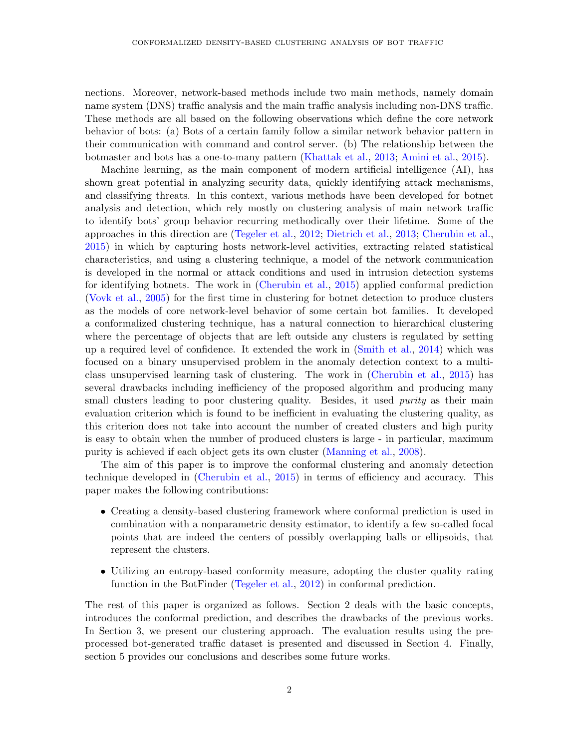nections. Moreover, network-based methods include two main methods, namely domain name system (DNS) traffic analysis and the main traffic analysis including non-DNS traffic. These methods are all based on the following observations which define the core network behavior of bots: (a) Bots of a certain family follow a similar network behavior pattern in their communication with command and control server. (b) The relationship between the botmaster and bots has a one-to-many pattern (Khattak et al., 2013; Amini et al., 2015).

Machine learning, as the main component of modern artificial intelligence (AI), has shown great potential in analyzing security data, quickly identifying attack mechanisms, and classifying threats. In this context, various methods have been developed for botnet analysis and detection, which rely mostly on clustering analysis of main network traffic to identify bots' group behavior recurring methodically over their lifetime. Some of the approaches in this direction are (Tegeler et al., 2012; Dietrich et al., 2013; Cherubin et al., 2015) in which by capturing hosts network-level activities, extracting related statistical characteristics, and using a clustering technique, a model of the network communication is developed in the normal or attack conditions and used in intrusion detection systems for identifying botnets. The work in (Cherubin et al., 2015) applied conformal prediction (Vovk et al., 2005) for the first time in clustering for botnet detection to produce clusters as the models of core network-level behavior of some certain bot families. It developed a conformalized clustering technique, has a natural connection to hierarchical clustering where the percentage of objects that are left outside any clusters is regulated by setting up a required level of confidence. It extended the work in (Smith et al., 2014) which was focused on a binary unsupervised problem in the anomaly detection context to a multi-class unsupervised learning task of clustering. The work in (Cherubin et al., 2015) has several drawbacks including inefficiency of the proposed algorithm and producing many small clusters leading to poor clustering quality. Besides, it used *purity* as their main evaluation criterion which is found to be inefficient in evaluating the clustering quality, as this criterion does not take into account the number of created clusters and high purity is easy to obtain when the number of produced clusters is large - in particular, maximum purity is achieved if each object gets its own cluster (Manning et al., 2008).

The aim of this paper is to improve the conformal clustering and anomaly detection technique developed in (Cherubin et al., 2015) in terms of efficiency and accuracy. This paper makes the following contributions:

- Creating a density-based clustering framework where conformal prediction is used in combination with a nonparametric density estimator, to identify a few so-called focal points that are indeed the centers of possibly overlapping balls or ellipsoids, that represent the clusters.
- Utilizing an entropy-based conformity measure, adopting the cluster quality rating function in the BotFinder (Tegeler et al., 2012) in conformal prediction.

The rest of this paper is organized as follows. Section 2 deals with the basic concepts, introduces the conformal prediction, and describes the drawbacks of the previous works. In Section 3, we present our clustering approach. The evaluation results using the pre-processed bot-generated traffic dataset is presented and discussed in Section 4. Finally, section 5 provides our conclusions and describes some future works.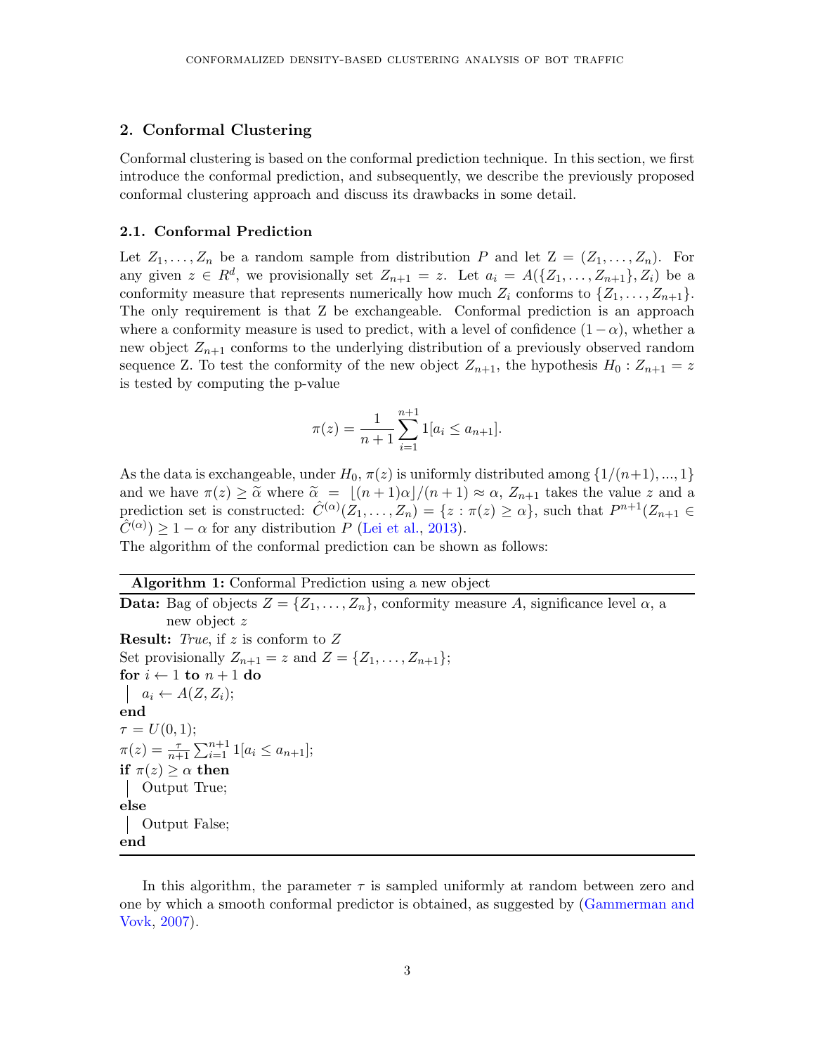## 2. Conformal Clustering

Conformal clustering is based on the conformal prediction technique. In this section, we first introduce the conformal prediction, and subsequently, we describe the previously proposed conformal clustering approach and discuss its drawbacks in some detail.

### 2.1. Conformal Prediction

Let $Z_1, \ldots, Z_n$ be a random sample from distribution $P$ and let $\mathrm{Z} = (Z_1, \ldots, Z_n)$. For any given $z \in R^d$, we provisionally set $Z_{n+1} = z$. Let $a_i = A(\{Z_1, \ldots, Z_{n+1}\}, Z_i)$ be a conformity measure that represents numerically how much $Z_i$ conforms to $\{Z_1, \ldots, Z_{n+1}\}$. The only requirement is that Z be exchangeable. Conformal prediction is an approach where a conformity measure is used to predict, with a level of confidence $(1-\alpha)$, whether a new object $Z_{n+1}$ conforms to the underlying distribution of a previously observed random sequence Z. To test the conformity of the new object $Z_{n+1}$, the hypothesis $H_0 : Z_{n+1} = z$ is tested by computing the p-value

$$\pi(z) = \frac{1}{n+1} \sum_{i=1}^{n+1} 1[a_i \leq a_{n+1}].$$

As the data is exchangeable, under $H_0$, $\pi(z)$ is uniformly distributed among $\{1/(n+1), ..., 1\}$ and we have $\pi(z) \geq \widetilde{\alpha}$ where $\widetilde{\alpha} = \lfloor (n+1)\alpha \rfloor/(n+1) \approx \alpha$, $Z_{n+1}$ takes the value $z$ and a prediction set is constructed: $\hat{C}^{(\alpha)}(Z_1, \ldots, Z_n) = \{z : \pi(z) \geq \alpha\}$, such that $P^{n+1}(Z_{n+1} \in \hat{C}^{(\alpha)}) \geq 1 - \alpha$ for any distribution $P$ (Lei et al., 2013).

The algorithm of the conformal prediction can be shown as follows:

---

**Algorithm 1:** Conformal Prediction using a new object

---

**Data:** Bag of objects $Z = \{Z_1, \ldots, Z_n\}$, conformity measure $A$, significance level $\alpha$, a new object $z$

**Result:** *True*, if $z$ is conform to $Z$

Set provisionally $Z_{n+1} = z$ and $Z = \{Z_1, \ldots, Z_{n+1}\}$;

**for** $i \leftarrow 1$ **to** $n+1$ **do**

  $a_i \leftarrow A(Z, Z_i)$;

**end**

$\tau = U(0, 1)$;

$\pi(z) = \frac{\tau}{n+1} \sum_{i=1}^{n+1} 1[a_i \leq a_{n+1}]$;

**if** $\pi(z) \geq \alpha$ **then**

  Output True;

**else**

  Output False;

**end**

---

In this algorithm, the parameter $\tau$ is sampled uniformly at random between zero and one by which a smooth conformal predictor is obtained, as suggested by (Gammerman and Vovk, 2007).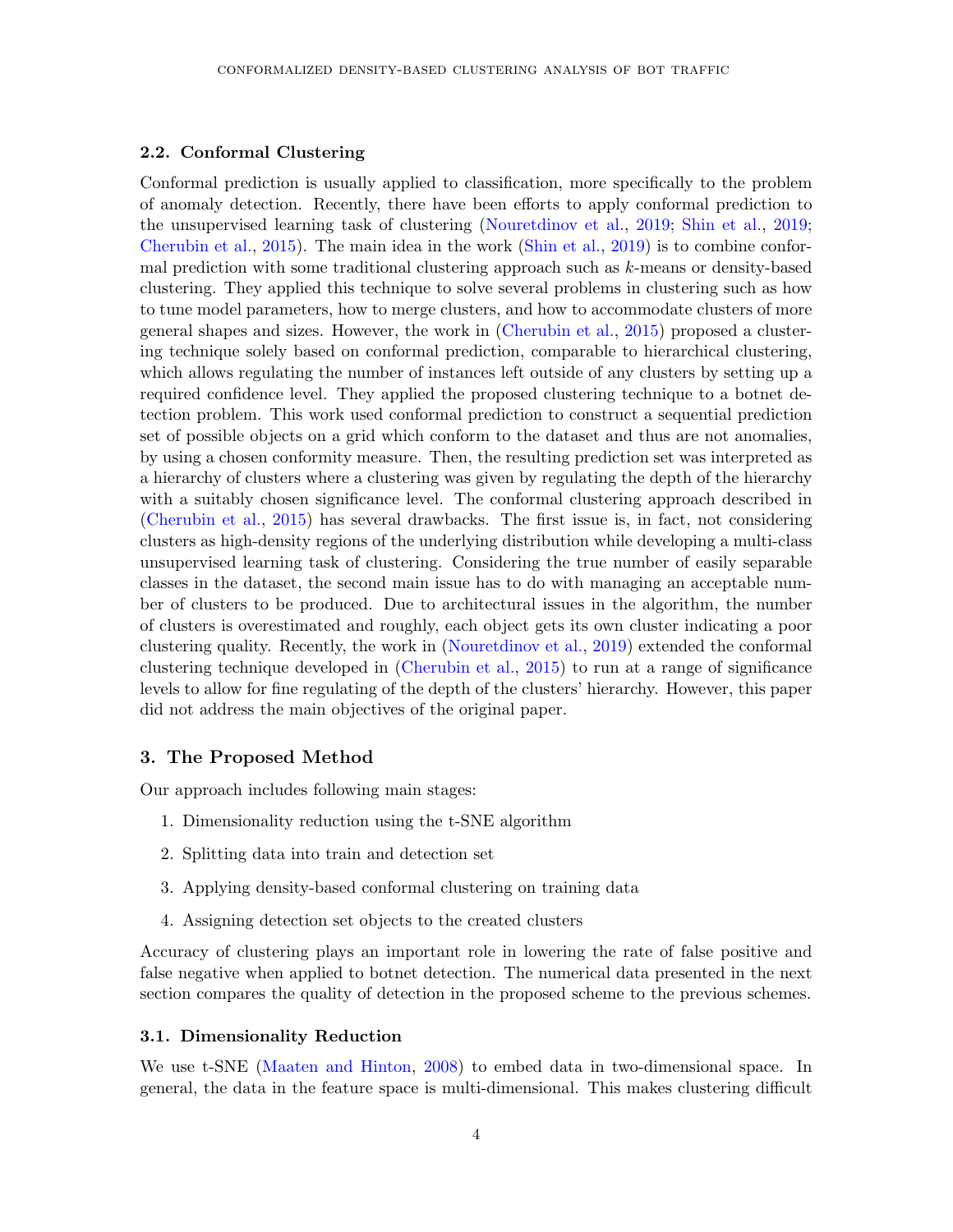### 2.2. Conformal Clustering

Conformal prediction is usually applied to classification, more specifically to the problem of anomaly detection. Recently, there have been efforts to apply conformal prediction to the unsupervised learning task of clustering (Nouretdinov et al., 2019; Shin et al., 2019; Cherubin et al., 2015). The main idea in the work (Shin et al., 2019) is to combine conformal prediction with some traditional clustering approach such as $k$-means or density-based clustering. They applied this technique to solve several problems in clustering such as how to tune model parameters, how to merge clusters, and how to accommodate clusters of more general shapes and sizes. However, the work in (Cherubin et al., 2015) proposed a clustering technique solely based on conformal prediction, comparable to hierarchical clustering, which allows regulating the number of instances left outside of any clusters by setting up a required confidence level. They applied the proposed clustering technique to a botnet detection problem. This work used conformal prediction to construct a sequential prediction set of possible objects on a grid which conform to the dataset and thus are not anomalies, by using a chosen conformity measure. Then, the resulting prediction set was interpreted as a hierarchy of clusters where a clustering was given by regulating the depth of the hierarchy with a suitably chosen significance level. The conformal clustering approach described in (Cherubin et al., 2015) has several drawbacks. The first issue is, in fact, not considering clusters as high-density regions of the underlying distribution while developing a multi-class unsupervised learning task of clustering. Considering the true number of easily separable classes in the dataset, the second main issue has to do with managing an acceptable number of clusters to be produced. Due to architectural issues in the algorithm, the number of clusters is overestimated and roughly, each object gets its own cluster indicating a poor clustering quality. Recently, the work in (Nouretdinov et al., 2019) extended the conformal clustering technique developed in (Cherubin et al., 2015) to run at a range of significance levels to allow for fine regulating of the depth of the clusters' hierarchy. However, this paper did not address the main objectives of the original paper.

## 3. The Proposed Method

Our approach includes following main stages:

1. Dimensionality reduction using the t-SNE algorithm
2. Splitting data into train and detection set
3. Applying density-based conformal clustering on training data
4. Assigning detection set objects to the created clusters

Accuracy of clustering plays an important role in lowering the rate of false positive and false negative when applied to botnet detection. The numerical data presented in the next section compares the quality of detection in the proposed scheme to the previous schemes.

### 3.1. Dimensionality Reduction

We use t-SNE (Maaten and Hinton, 2008) to embed data in two-dimensional space. In general, the data in the feature space is multi-dimensional. This makes clustering difficult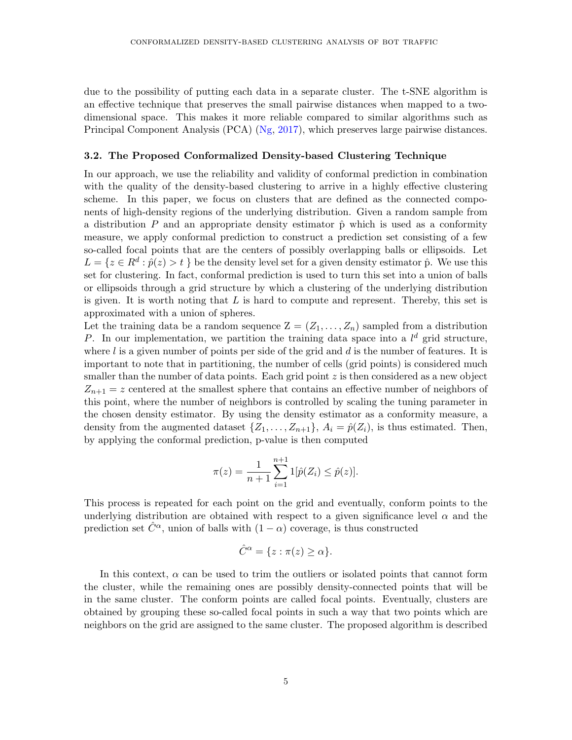due to the possibility of putting each data in a separate cluster. The t-SNE algorithm is an effective technique that preserves the small pairwise distances when mapped to a two-dimensional space. This makes it more reliable compared to similar algorithms such as Principal Component Analysis (PCA) (Ng, 2017), which preserves large pairwise distances.

### 3.2. The Proposed Conformalized Density-based Clustering Technique

In our approach, we use the reliability and validity of conformal prediction in combination with the quality of the density-based clustering to arrive in a highly effective clustering scheme. In this paper, we focus on clusters that are defined as the connected components of high-density regions of the underlying distribution. Given a random sample from a distribution $P$ and an appropriate density estimator $\hat{p}$ which is used as a conformity measure, we apply conformal prediction to construct a prediction set consisting of a few so-called focal points that are the centers of possibly overlapping balls or ellipsoids. Let $L = \{z \in R^d : \hat{p}(z) > t\}$ be the density level set for a given density estimator $\hat{p}$. We use this set for clustering. In fact, conformal prediction is used to turn this set into a union of balls or ellipsoids through a grid structure by which a clustering of the underlying distribution is given. It is worth noting that $L$ is hard to compute and represent. Thereby, this set is approximated with a union of spheres.

Let the training data be a random sequence $Z = (Z_1, \ldots, Z_n)$ sampled from a distribution $P$. In our implementation, we partition the training data space into a $l^d$ grid structure, where $l$ is a given number of points per side of the grid and $d$ is the number of features. It is important to note that in partitioning, the number of cells (grid points) is considered much smaller than the number of data points. Each grid point $z$ is then considered as a new object $Z_{n+1} = z$ centered at the smallest sphere that contains an effective number of neighbors of this point, where the number of neighbors is controlled by scaling the tuning parameter in the chosen density estimator. By using the density estimator as a conformity measure, a density from the augmented dataset $\{Z_1, \ldots, Z_{n+1}\}$, $A_i = \hat{p}(Z_i)$, is thus estimated. Then, by applying the conformal prediction, p-value is then computed

$$\pi(z) = \frac{1}{n+1} \sum_{i=1}^{n+1} 1[\hat{p}(Z_i) \leq \hat{p}(z)].$$

This process is repeated for each point on the grid and eventually, conform points to the underlying distribution are obtained with respect to a given significance level $\alpha$ and the prediction set $\hat{C}^{\alpha}$, union of balls with $(1 - \alpha)$ coverage, is thus constructed

$$\hat{C}^{\alpha} = \{z : \pi(z) \geq \alpha\}.$$

In this context, $\alpha$ can be used to trim the outliers or isolated points that cannot form the cluster, while the remaining ones are possibly density-connected points that will be in the same cluster. The conform points are called focal points. Eventually, clusters are obtained by grouping these so-called focal points in such a way that two points which are neighbors on the grid are assigned to the same cluster. The proposed algorithm is described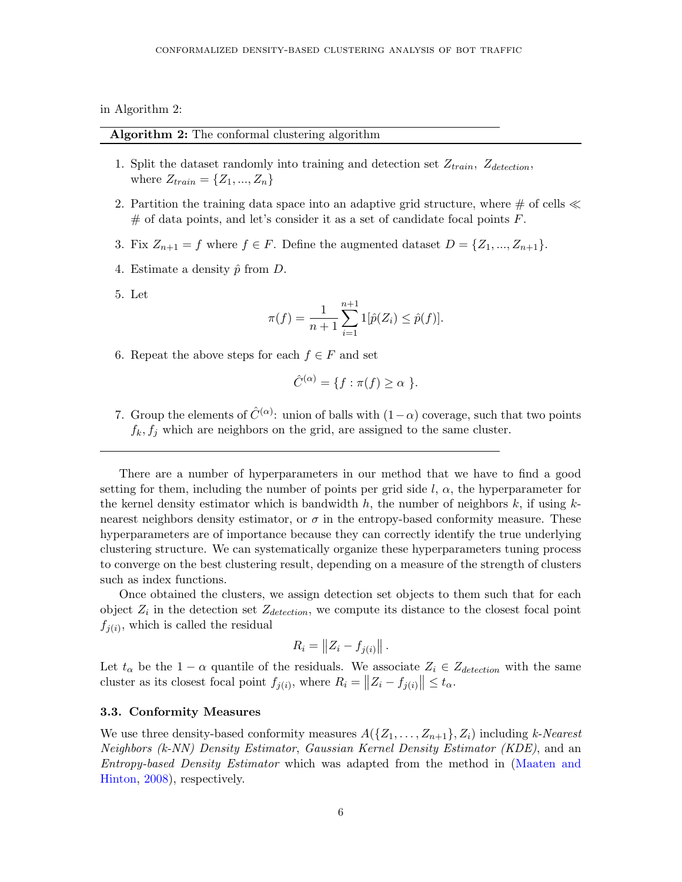in Algorithm 2:

**Algorithm 2:** The conformal clustering algorithm

1. Split the dataset randomly into training and detection set $Z_{train}$, $Z_{detection}$, where $Z_{train} = \{Z_1, ..., Z_n\}$
2. Partition the training data space into an adaptive grid structure, where # of cells $\ll$ # of data points, and let's consider it as a set of candidate focal points $F$.
3. Fix $Z_{n+1} = f$ where $f \in F$. Define the augmented dataset $D = \{Z_1, ..., Z_{n+1}\}$.
4. Estimate a density $\hat{p}$ from $D$.
5. Let
$$\pi(f) = \frac{1}{n+1} \sum_{i=1}^{n+1} 1[\hat{p}(Z_i) \leq \hat{p}(f)].$$
6. Repeat the above steps for each $f \in F$ and set
$$\hat{C}^{(\alpha)} = \{f : \pi(f) \geq \alpha \ \}.$$
7. Group the elements of $\hat{C}^{(\alpha)}$: union of balls with $(1-\alpha)$ coverage, such that two points $f_k, f_j$ which are neighbors on the grid, are assigned to the same cluster.

There are a number of hyperparameters in our method that we have to find a good setting for them, including the number of points per grid side $l$, $\alpha$, the hyperparameter for the kernel density estimator which is bandwidth $h$, the number of neighbors $k$, if using $k$-nearest neighbors density estimator, or $\sigma$ in the entropy-based conformity measure. These hyperparameters are of importance because they can correctly identify the true underlying clustering structure. We can systematically organize these hyperparameters tuning process to converge on the best clustering result, depending on a measure of the strength of clusters such as index functions.

Once obtained the clusters, we assign detection set objects to them such that for each object $Z_i$ in the detection set $Z_{detection}$, we compute its distance to the closest focal point $f_{j(i)}$, which is called the residual

$$R_i = \left\| Z_i - f_{j(i)} \right\|.$$

Let $t_\alpha$ be the $1-\alpha$ quantile of the residuals. We associate $Z_i \in Z_{detection}$ with the same cluster as its closest focal point $f_{j(i)}$, where $R_i = \left\| Z_i - f_{j(i)} \right\| \leq t_\alpha$.

### 3.3. Conformity Measures

We use three density-based conformity measures $A(\{Z_1, \ldots, Z_{n+1}\}, Z_i)$ including *k-Nearest Neighbors (k-NN) Density Estimator*, *Gaussian Kernel Density Estimator (KDE)*, and an *Entropy-based Density Estimator* which was adapted from the method in (Maaten and Hinton, 2008), respectively.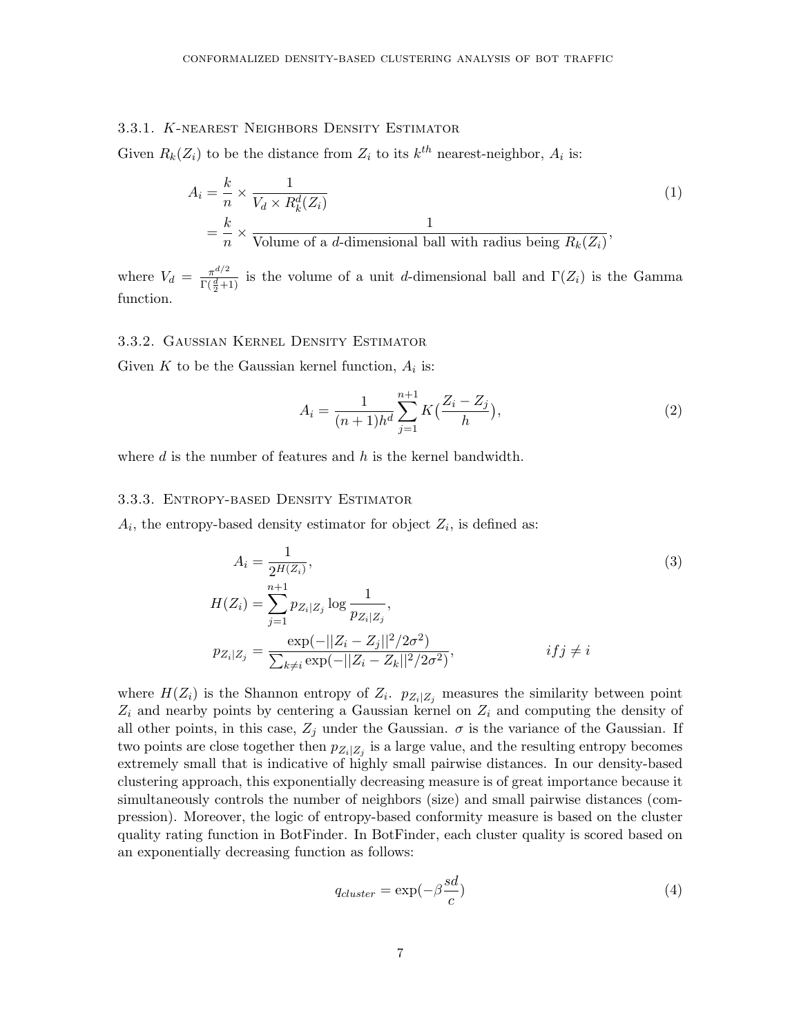### 3.3.1. $K$-nearest Neighbors Density Estimator

Given $R_k(Z_i)$ to be the distance from $Z_i$ to its $k^{th}$ nearest-neighbor, $A_i$ is:

$$
\begin{aligned}
A_i &= \frac{k}{n} \times \frac{1}{V_d \times R_k^d(Z_i)} \\
&= \frac{k}{n} \times \frac{1}{\text{Volume of a } d\text{-dimensional ball with radius being } R_k(Z_i)},
\end{aligned}
\tag{1}
$$

where $V_d = \frac{\pi^{d/2}}{\Gamma(\frac{d}{2}+1)}$ is the volume of a unit $d$-dimensional ball and $\Gamma(Z_i)$ is the Gamma function.

### 3.3.2. Gaussian Kernel Density Estimator

Given $K$ to be the Gaussian kernel function, $A_i$ is:

$$
A_i = \frac{1}{(n+1)h^d} \sum_{j=1}^{n+1} K\big(\frac{Z_i - Z_j}{h}\big), \tag{2}
$$

where $d$ is the number of features and $h$ is the kernel bandwidth.

### 3.3.3. Entropy-based Density Estimator

$A_i$, the entropy-based density estimator for object $Z_i$, is defined as:

$$
\begin{aligned}
A_i &= \frac{1}{2^{H(Z_i)}}, \\
H(Z_i) &= \sum_{j=1}^{n+1} p_{Z_i|Z_j} \log \frac{1}{p_{Z_i|Z_j}}, \\
p_{Z_i|Z_j} &= \frac{\exp(-||Z_i - Z_j||^2/2\sigma^2)}{\sum_{k \neq i} \exp(-||Z_i - Z_k||^2/2\sigma^2)}, \qquad\qquad if j \neq i
\end{aligned}
\tag{3}
$$

where $H(Z_i)$ is the Shannon entropy of $Z_i$. $p_{Z_i|Z_j}$ measures the similarity between point $Z_i$ and nearby points by centering a Gaussian kernel on $Z_i$ and computing the density of all other points, in this case, $Z_j$ under the Gaussian. $\sigma$ is the variance of the Gaussian. If two points are close together then $p_{Z_i|Z_j}$ is a large value, and the resulting entropy becomes extremely small that is indicative of highly small pairwise distances. In our density-based clustering approach, this exponentially decreasing measure is of great importance because it simultaneously controls the number of neighbors (size) and small pairwise distances (compression). Moreover, the logic of entropy-based conformity measure is based on the cluster quality rating function in BotFinder. In BotFinder, each cluster quality is scored based on an exponentially decreasing function as follows:

$$
q_{cluster} = \exp(-\beta \frac{sd}{c}) \tag{4}
$$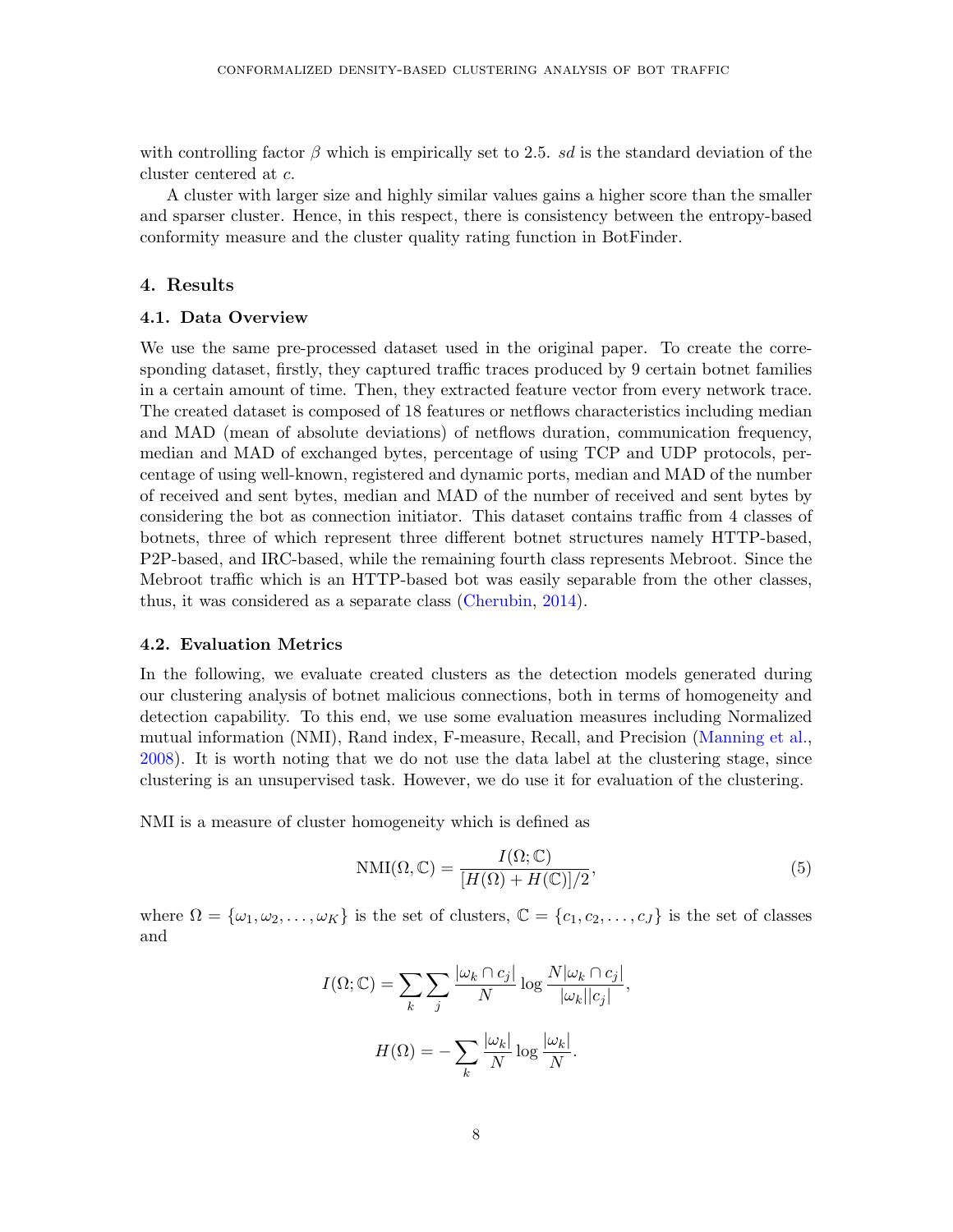with controlling factor $\beta$ which is empirically set to 2.5. $sd$ is the standard deviation of the cluster centered at $c$.

A cluster with larger size and highly similar values gains a higher score than the smaller and sparser cluster. Hence, in this respect, there is consistency between the entropy-based conformity measure and the cluster quality rating function in BotFinder.

## 4. Results

### 4.1. Data Overview

We use the same pre-processed dataset used in the original paper. To create the corresponding dataset, firstly, they captured traffic traces produced by 9 certain botnet families in a certain amount of time. Then, they extracted feature vector from every network trace. The created dataset is composed of 18 features or netflows characteristics including median and MAD (mean of absolute deviations) of netflows duration, communication frequency, median and MAD of exchanged bytes, percentage of using TCP and UDP protocols, percentage of using well-known, registered and dynamic ports, median and MAD of the number of received and sent bytes, median and MAD of the number of received and sent bytes by considering the bot as connection initiator. This dataset contains traffic from 4 classes of botnets, three of which represent three different botnet structures namely HTTP-based, P2P-based, and IRC-based, while the remaining fourth class represents Mebroot. Since the Mebroot traffic which is an HTTP-based bot was easily separable from the other classes, thus, it was considered as a separate class (Cherubin, 2014).

### 4.2. Evaluation Metrics

In the following, we evaluate created clusters as the detection models generated during our clustering analysis of botnet malicious connections, both in terms of homogeneity and detection capability. To this end, we use some evaluation measures including Normalized mutual information (NMI), Rand index, F-measure, Recall, and Precision (Manning et al., 2008). It is worth noting that we do not use the data label at the clustering stage, since clustering is an unsupervised task. However, we do use it for evaluation of the clustering.

NMI is a measure of cluster homogeneity which is defined as

$$\text{NMI}(\Omega, \mathbb{C}) = \frac{I(\Omega; \mathbb{C})}{[H(\Omega) + H(\mathbb{C})]/2}, \tag{5}$$

where $\Omega = \{\omega_1, \omega_2, \ldots, \omega_K\}$ is the set of clusters, $\mathbb{C} = \{c_1, c_2, \ldots, c_J\}$ is the set of classes and

$$I(\Omega; \mathbb{C}) = \sum_k \sum_j \frac{|\omega_k \cap c_j|}{N} \log \frac{N|\omega_k \cap c_j|}{|\omega_k||c_j|},$$

$$H(\Omega) = -\sum_k \frac{|\omega_k|}{N} \log \frac{|\omega_k|}{N}.$$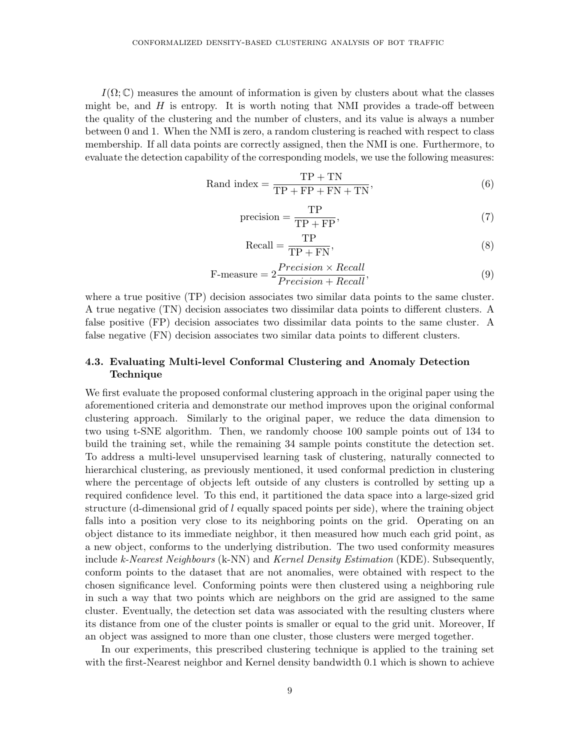$I(\Omega; \mathbb{C})$ measures the amount of information is given by clusters about what the classes might be, and $H$ is entropy. It is worth noting that NMI provides a trade-off between the quality of the clustering and the number of clusters, and its value is always a number between 0 and 1. When the NMI is zero, a random clustering is reached with respect to class membership. If all data points are correctly assigned, then the NMI is one. Furthermore, to evaluate the detection capability of the corresponding models, we use the following measures:

$$\text{Rand index} = \frac{\text{TP} + \text{TN}}{\text{TP} + \text{FP} + \text{FN} + \text{TN}}, \tag{6}$$

$$\text{precision} = \frac{\text{TP}}{\text{TP} + \text{FP}}, \tag{7}$$

$$\text{Recall} = \frac{\text{TP}}{\text{TP} + \text{FN}}, \tag{8}$$

$$\text{F-measure} = 2\frac{Precision \times Recall}{Precision + Recall}, \tag{9}$$

where a true positive (TP) decision associates two similar data points to the same cluster. A true negative (TN) decision associates two dissimilar data points to different clusters. A false positive (FP) decision associates two dissimilar data points to the same cluster. A false negative (FN) decision associates two similar data points to different clusters.

### 4.3. Evaluating Multi-level Conformal Clustering and Anomaly Detection Technique

We first evaluate the proposed conformal clustering approach in the original paper using the aforementioned criteria and demonstrate our method improves upon the original conformal clustering approach. Similarly to the original paper, we reduce the data dimension to two using t-SNE algorithm. Then, we randomly choose 100 sample points out of 134 to build the training set, while the remaining 34 sample points constitute the detection set. To address a multi-level unsupervised learning task of clustering, naturally connected to hierarchical clustering, as previously mentioned, it used conformal prediction in clustering where the percentage of objects left outside of any clusters is controlled by setting up a required confidence level. To this end, it partitioned the data space into a large-sized grid structure (d-dimensional grid of $l$ equally spaced points per side), where the training object falls into a position very close to its neighboring points on the grid. Operating on an object distance to its immediate neighbor, it then measured how much each grid point, as a new object, conforms to the underlying distribution. The two used conformity measures include *k-Nearest Neighbours* (k-NN) and *Kernel Density Estimation* (KDE). Subsequently, conform points to the dataset that are not anomalies, were obtained with respect to the chosen significance level. Conforming points were then clustered using a neighboring rule in such a way that two points which are neighbors on the grid are assigned to the same cluster. Eventually, the detection set data was associated with the resulting clusters where its distance from one of the cluster points is smaller or equal to the grid unit. Moreover, If an object was assigned to more than one cluster, those clusters were merged together.

In our experiments, this prescribed clustering technique is applied to the training set with the first-Nearest neighbor and Kernel density bandwidth 0.1 which is shown to achieve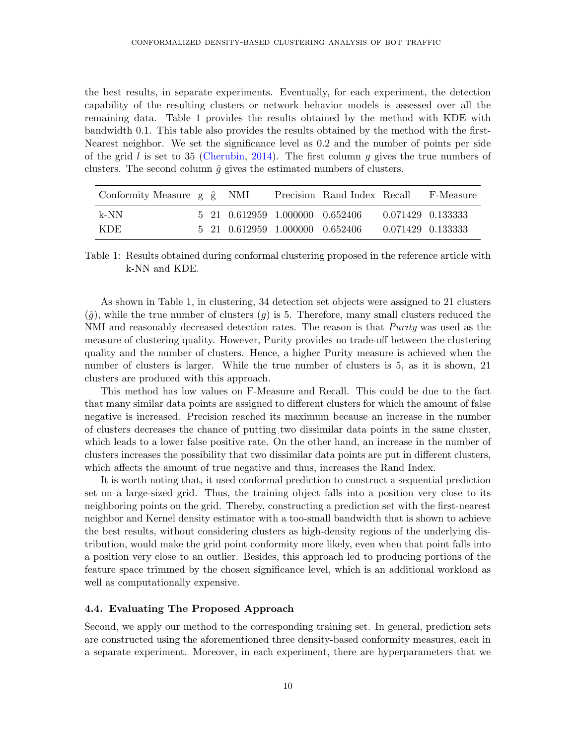the best results, in separate experiments. Eventually, for each experiment, the detection capability of the resulting clusters or network behavior models is assessed over all the remaining data. Table 1 provides the results obtained by the method with KDE with bandwidth 0.1. This table also provides the results obtained by the method with the first-Nearest neighbor. We set the significance level as 0.2 and the number of points per side of the grid $l$ is set to 35 (Cherubin, 2014). The first column $g$ gives the true numbers of clusters. The second column $\hat{g}$ gives the estimated numbers of clusters.

| Conformity Measure | g | ĝ | NMI | Precision | Rand Index | Recall | F-Measure |
|---|---|---|---|---|---|---|---|
| k-NN | 5 | 21 | 0.612959 | 1.000000 | 0.652406 | 0.071429 | 0.133333 |
| KDE | 5 | 21 | 0.612959 | 1.000000 | 0.652406 | 0.071429 | 0.133333 |

Table 1: Results obtained during conformal clustering proposed in the reference article with k-NN and KDE.

As shown in Table 1, in clustering, 34 detection set objects were assigned to 21 clusters ($\hat{g}$), while the true number of clusters ($g$) is 5. Therefore, many small clusters reduced the NMI and reasonably decreased detection rates. The reason is that *Purity* was used as the measure of clustering quality. However, Purity provides no trade-off between the clustering quality and the number of clusters. Hence, a higher Purity measure is achieved when the number of clusters is larger. While the true number of clusters is 5, as it is shown, 21 clusters are produced with this approach.

This method has low values on F-Measure and Recall. This could be due to the fact that many similar data points are assigned to different clusters for which the amount of false negative is increased. Precision reached its maximum because an increase in the number of clusters decreases the chance of putting two dissimilar data points in the same cluster, which leads to a lower false positive rate. On the other hand, an increase in the number of clusters increases the possibility that two dissimilar data points are put in different clusters, which affects the amount of true negative and thus, increases the Rand Index.

It is worth noting that, it used conformal prediction to construct a sequential prediction set on a large-sized grid. Thus, the training object falls into a position very close to its neighboring points on the grid. Thereby, constructing a prediction set with the first-nearest neighbor and Kernel density estimator with a too-small bandwidth that is shown to achieve the best results, without considering clusters as high-density regions of the underlying distribution, would make the grid point conformity more likely, even when that point falls into a position very close to an outlier. Besides, this approach led to producing portions of the feature space trimmed by the chosen significance level, which is an additional workload as well as computationally expensive.

### 4.4. Evaluating The Proposed Approach

Second, we apply our method to the corresponding training set. In general, prediction sets are constructed using the aforementioned three density-based conformity measures, each in a separate experiment. Moreover, in each experiment, there are hyperparameters that we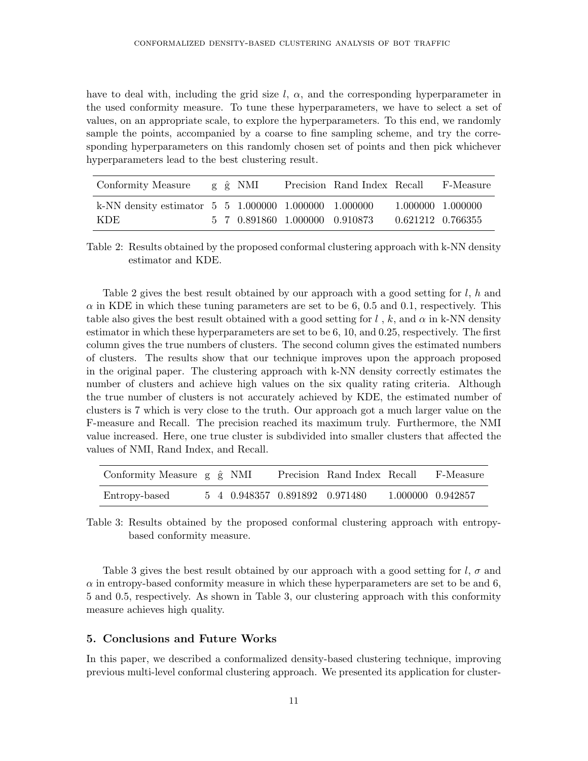have to deal with, including the grid size $l$, $\alpha$, and the corresponding hyperparameter in the used conformity measure. To tune these hyperparameters, we have to select a set of values, on an appropriate scale, to explore the hyperparameters. To this end, we randomly sample the points, accompanied by a coarse to fine sampling scheme, and try the corresponding hyperparameters on this randomly chosen set of points and then pick whichever hyperparameters lead to the best clustering result.

| Conformity Measure | g | $\hat{g}$ | NMI | Precision | Rand Index | Recall | F-Measure |
|---|---|---|---|---|---|---|---|
| k-NN density estimator | 5 | 5 | 1.000000 | 1.000000 | 1.000000 | 1.000000 | 1.000000 |
| KDE | 5 | 7 | 0.891860 | 1.000000 | 0.910873 | 0.621212 | 0.766355 |

Table 2: Results obtained by the proposed conformal clustering approach with k-NN density estimator and KDE.

Table 2 gives the best result obtained by our approach with a good setting for $l$, $h$ and $\alpha$ in KDE in which these tuning parameters are set to be 6, 0.5 and 0.1, respectively. This table also gives the best result obtained with a good setting for $l$ , $k$, and $\alpha$ in k-NN density estimator in which these hyperparameters are set to be 6, 10, and 0.25, respectively. The first column gives the true numbers of clusters. The second column gives the estimated numbers of clusters. The results show that our technique improves upon the approach proposed in the original paper. The clustering approach with k-NN density correctly estimates the number of clusters and achieve high values on the six quality rating criteria. Although the true number of clusters is not accurately achieved by KDE, the estimated number of clusters is 7 which is very close to the truth. Our approach got a much larger value on the F-measure and Recall. The precision reached its maximum truly. Furthermore, the NMI value increased. Here, one true cluster is subdivided into smaller clusters that affected the values of NMI, Rand Index, and Recall.

| Conformity Measure | g | $\hat{g}$ | NMI | Precision | Rand Index | Recall | F-Measure |
|---|---|---|---|---|---|---|---|
| Entropy-based | 5 | 4 | 0.948357 | 0.891892 | 0.971480 | 1.000000 | 0.942857 |

Table 3: Results obtained by the proposed conformal clustering approach with entropy-based conformity measure.

Table 3 gives the best result obtained by our approach with a good setting for $l$, $\sigma$ and $\alpha$ in entropy-based conformity measure in which these hyperparameters are set to be and 6, 5 and 0.5, respectively. As shown in Table 3, our clustering approach with this conformity measure achieves high quality.

## 5. Conclusions and Future Works

In this paper, we described a conformalized density-based clustering technique, improving previous multi-level conformal clustering approach. We presented its application for cluster-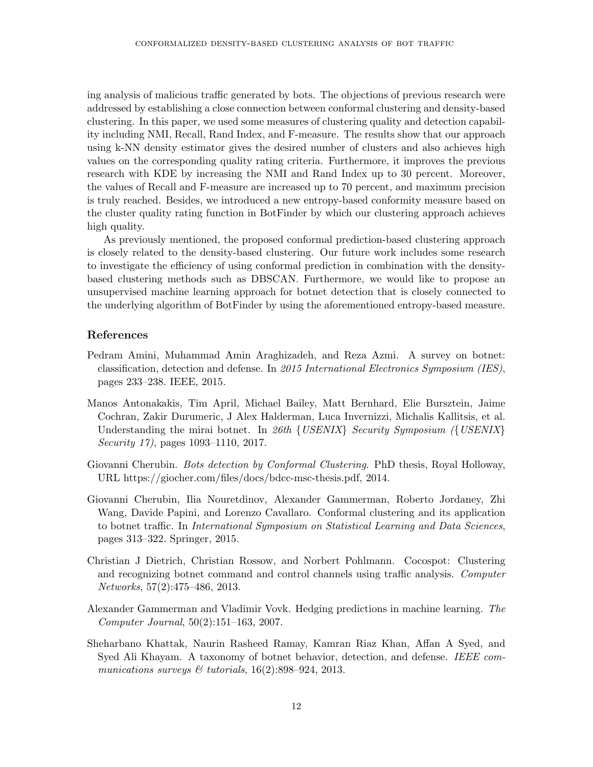ing analysis of malicious traffic generated by bots. The objections of previous research were addressed by establishing a close connection between conformal clustering and density-based clustering. In this paper, we used some measures of clustering quality and detection capability including NMI, Recall, Rand Index, and F-measure. The results show that our approach using k-NN density estimator gives the desired number of clusters and also achieves high values on the corresponding quality rating criteria. Furthermore, it improves the previous research with KDE by increasing the NMI and Rand Index up to 30 percent. Moreover, the values of Recall and F-measure are increased up to 70 percent, and maximum precision is truly reached. Besides, we introduced a new entropy-based conformity measure based on the cluster quality rating function in BotFinder by which our clustering approach achieves high quality.

As previously mentioned, the proposed conformal prediction-based clustering approach is closely related to the density-based clustering. Our future work includes some research to investigate the efficiency of using conformal prediction in combination with the density-based clustering methods such as DBSCAN. Furthermore, we would like to propose an unsupervised machine learning approach for botnet detection that is closely connected to the underlying algorithm of BotFinder by using the aforementioned entropy-based measure.

## References

Pedram Amini, Muhammad Amin Araghizadeh, and Reza Azmi. A survey on botnet: classification, detection and defense. In *2015 International Electronics Symposium (IES)*, pages 233–238. IEEE, 2015.

Manos Antonakakis, Tim April, Michael Bailey, Matt Bernhard, Elie Bursztein, Jaime Cochran, Zakir Durumeric, J Alex Halderman, Luca Invernizzi, Michalis Kallitsis, et al. Understanding the mirai botnet. In *26th {USENIX} Security Symposium ({USENIX} Security 17)*, pages 1093–1110, 2017.

Giovanni Cherubin. *Bots detection by Conformal Clustering*. PhD thesis, Royal Holloway, URL https://giocher.com/files/docs/bdcc-msc-thesis.pdf, 2014.

Giovanni Cherubin, Ilia Nouretdinov, Alexander Gammerman, Roberto Jordaney, Zhi Wang, Davide Papini, and Lorenzo Cavallaro. Conformal clustering and its application to botnet traffic. In *International Symposium on Statistical Learning and Data Sciences*, pages 313–322. Springer, 2015.

Christian J Dietrich, Christian Rossow, and Norbert Pohlmann. Cocospot: Clustering and recognizing botnet command and control channels using traffic analysis. *Computer Networks*, 57(2):475–486, 2013.

Alexander Gammerman and Vladimir Vovk. Hedging predictions in machine learning. *The Computer Journal*, 50(2):151–163, 2007.

Sheharbano Khattak, Naurin Rasheed Ramay, Kamran Riaz Khan, Affan A Syed, and Syed Ali Khayam. A taxonomy of botnet behavior, detection, and defense. *IEEE communications surveys & tutorials*, 16(2):898–924, 2013.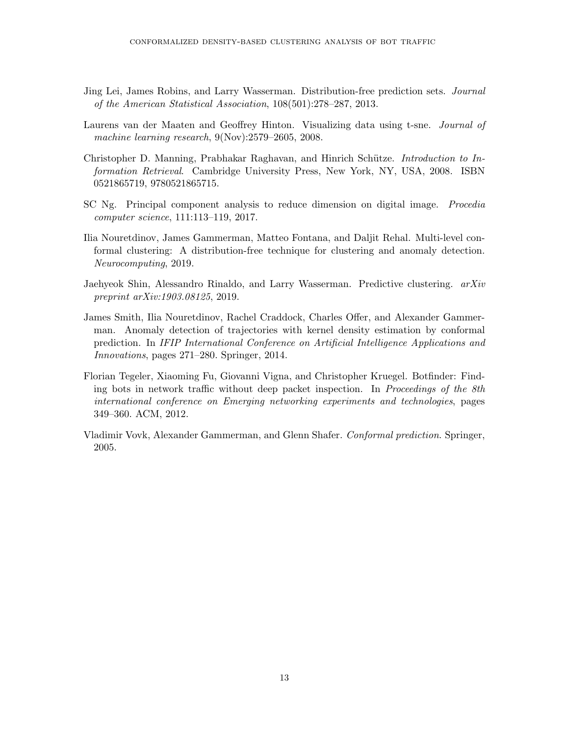Jing Lei, James Robins, and Larry Wasserman. Distribution-free prediction sets. *Journal of the American Statistical Association*, 108(501):278–287, 2013.

Laurens van der Maaten and Geoffrey Hinton. Visualizing data using t-sne. *Journal of machine learning research*, 9(Nov):2579–2605, 2008.

Christopher D. Manning, Prabhakar Raghavan, and Hinrich Schütze. *Introduction to Information Retrieval*. Cambridge University Press, New York, NY, USA, 2008. ISBN 0521865719, 9780521865715.

SC Ng. Principal component analysis to reduce dimension on digital image. *Procedia computer science*, 111:113–119, 2017.

Ilia Nouretdinov, James Gammerman, Matteo Fontana, and Daljit Rehal. Multi-level conformal clustering: A distribution-free technique for clustering and anomaly detection. *Neurocomputing*, 2019.

Jaehyeok Shin, Alessandro Rinaldo, and Larry Wasserman. Predictive clustering. *arXiv preprint arXiv:1903.08125*, 2019.

James Smith, Ilia Nouretdinov, Rachel Craddock, Charles Offer, and Alexander Gammerman. Anomaly detection of trajectories with kernel density estimation by conformal prediction. In *IFIP International Conference on Artificial Intelligence Applications and Innovations*, pages 271–280. Springer, 2014.

Florian Tegeler, Xiaoming Fu, Giovanni Vigna, and Christopher Kruegel. Botfinder: Finding bots in network traffic without deep packet inspection. In *Proceedings of the 8th international conference on Emerging networking experiments and technologies*, pages 349–360. ACM, 2012.

Vladimir Vovk, Alexander Gammerman, and Glenn Shafer. *Conformal prediction*. Springer, 2005.